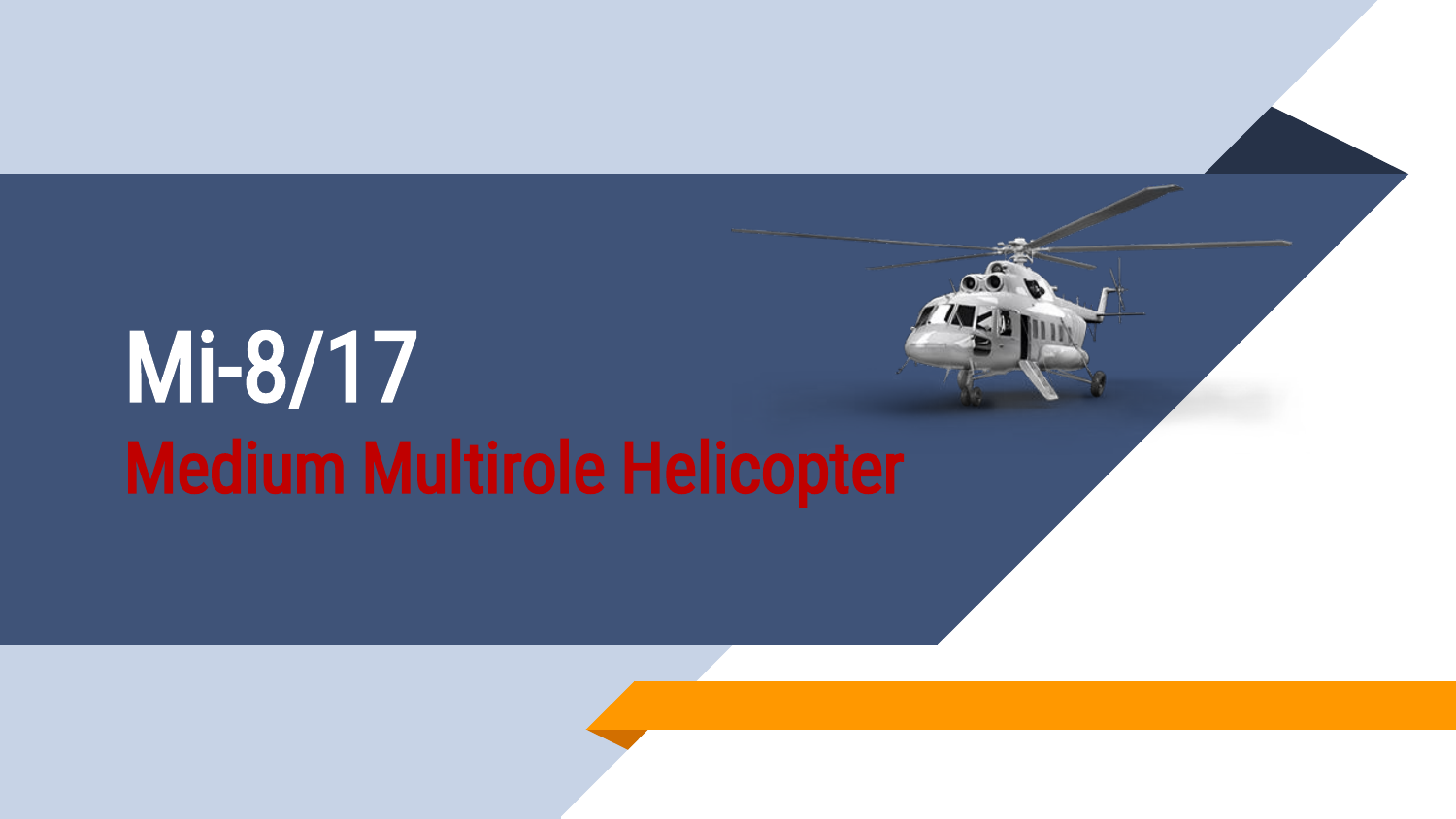# Mi-8/17

## Medium Multirole Helicopter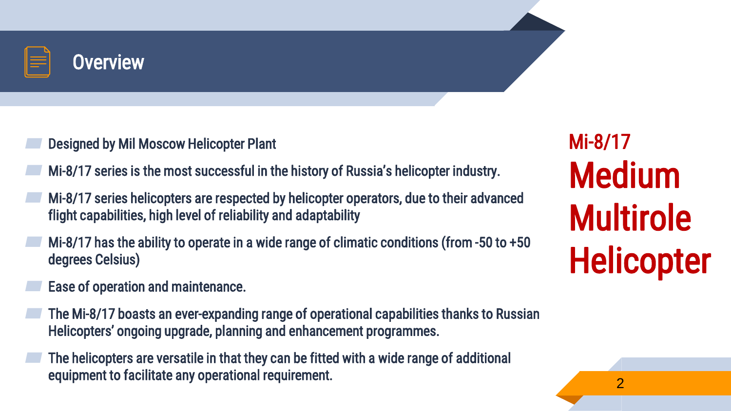# Overview

- Designed by Mil Moscow Helicopter Plant
- Mi-8/17 series is the most successful in the history of Russia's helicopter industry.
- Mi-8/17 series helicopters are respected by helicopter operators, due to their advanced flight capabilities, high level of reliability and adaptability
- Mi-8/17 has the ability to operate in a wide range of climatic conditions (from -50 to +50 degrees Celsius)
- Ease of operation and maintenance.
- The Mi-8/17 boasts an ever-expanding range of operational capabilities thanks to Russian Helicopters' ongoing upgrade, planning and enhancement programmes.
- The helicopters are versatile in that they can be fitted with a wide range of additional equipment to facilitate any operational requirement.

## Mi-8/17 Medium Multirole Helicopter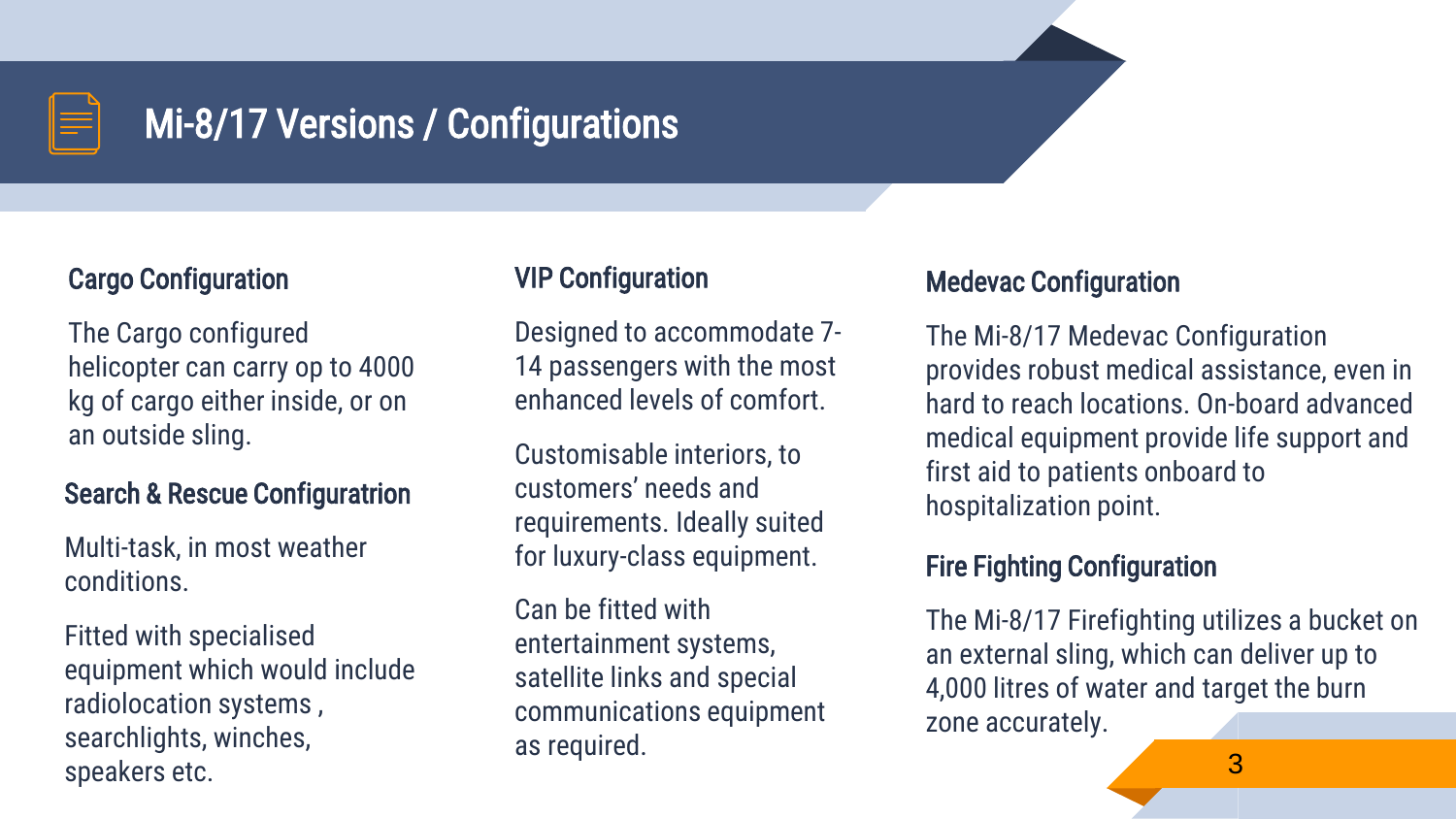# Mi-8/17 Versions / Configurations

## Cargo Configuration

The Cargo configured helicopter can carry op to 4000 kg of cargo either inside, or on an outside sling.

## Search & Rescue Configuratrion

Multi-task, in most weather conditions.

Fitted with specialised equipment which would include radiolocation systems , searchlights, winches, speakers etc.

## VIP Configuration

Designed to accommodate 7-14 passengers with the most enhanced levels of comfort.

Customisable interiors, to customers' needs and requirements. Ideally suited for luxury-class equipment.

Can be fitted with entertainment systems, satellite links and special communications equipment as required.

## Medevac Configuration

The Mi-8/17 Medevac Configuration provides robust medical assistance, even in hard to reach locations. On-board advanced medical equipment provide life support and first aid to patients onboard to hospitalization point.

## Fire Fighting Configuration

The Mi-8/17 Firefighting utilizes a bucket on an external sling, which can deliver up to 4,000 litres of water and target the burn zone accurately.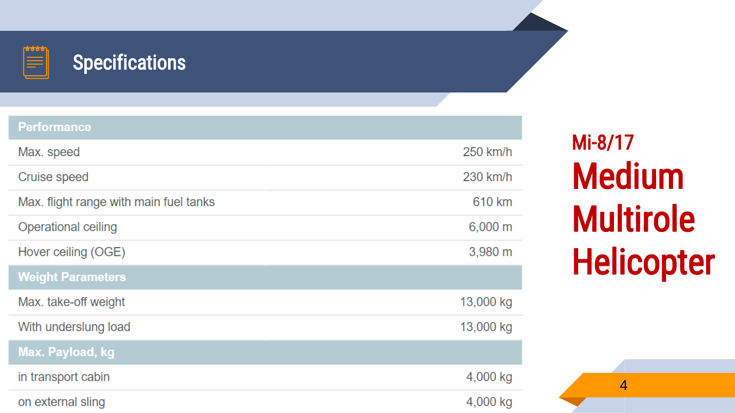# Specifications

| Performance | |
|---|---|
| Max. speed | 250 km/h |
| Cruise speed | 230 km/h |
| Max. flight range with main fuel tanks | 610 km |
| Operational ceiling | 6,000 m |
| Hover ceiling (OGE) | 3,980 m |
| **Weight Parameters** | |
| Max. take-off weight | 13,000 kg |
| With underslung load | 13,000 kg |
| **Max. Payload, kg** | |
| in transport cabin | 4,000 kg |
| on external sling | 4,000 kg |

## Mi-8/17

# Medium Multirole Helicopter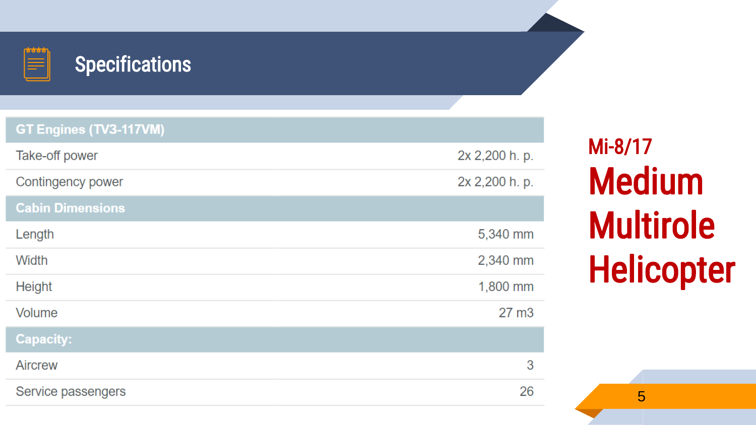# Specifications

| GT Engines (TV3-117VM) | |
|---|---|
| Take-off power | 2x 2,200 h. p. |
| Contingency power | 2x 2,200 h. p. |
| **Cabin Dimensions** | |
| Length | 5,340 mm |
| Width | 2,340 mm |
| Height | 1,800 mm |
| Volume | 27 m3 |
| **Capacity:** | |
| Aircrew | 3 |
| Service passengers | 26 |

Mi-8/17

## Medium Multirole Helicopter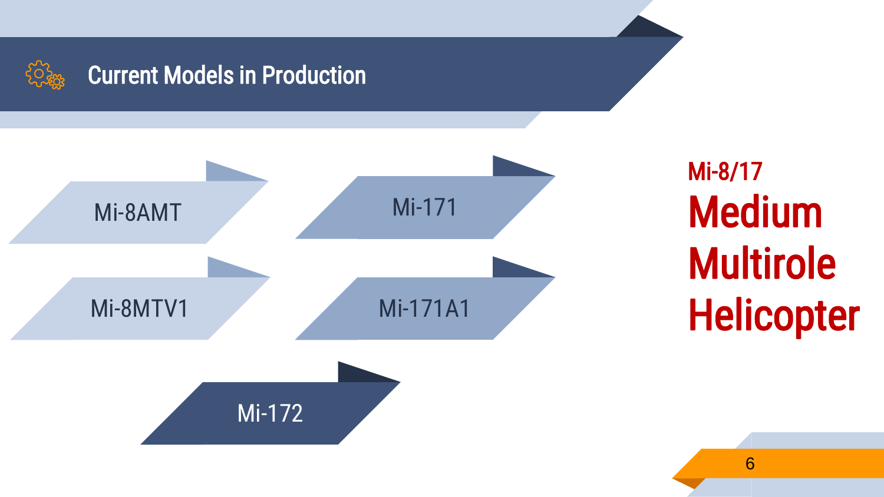# Current Models in Production

- Mi-8AMT
- Mi-171
- Mi-8MTV1
- Mi-171A1
- Mi-172

**Mi-8/17**

## Medium Multirole Helicopter